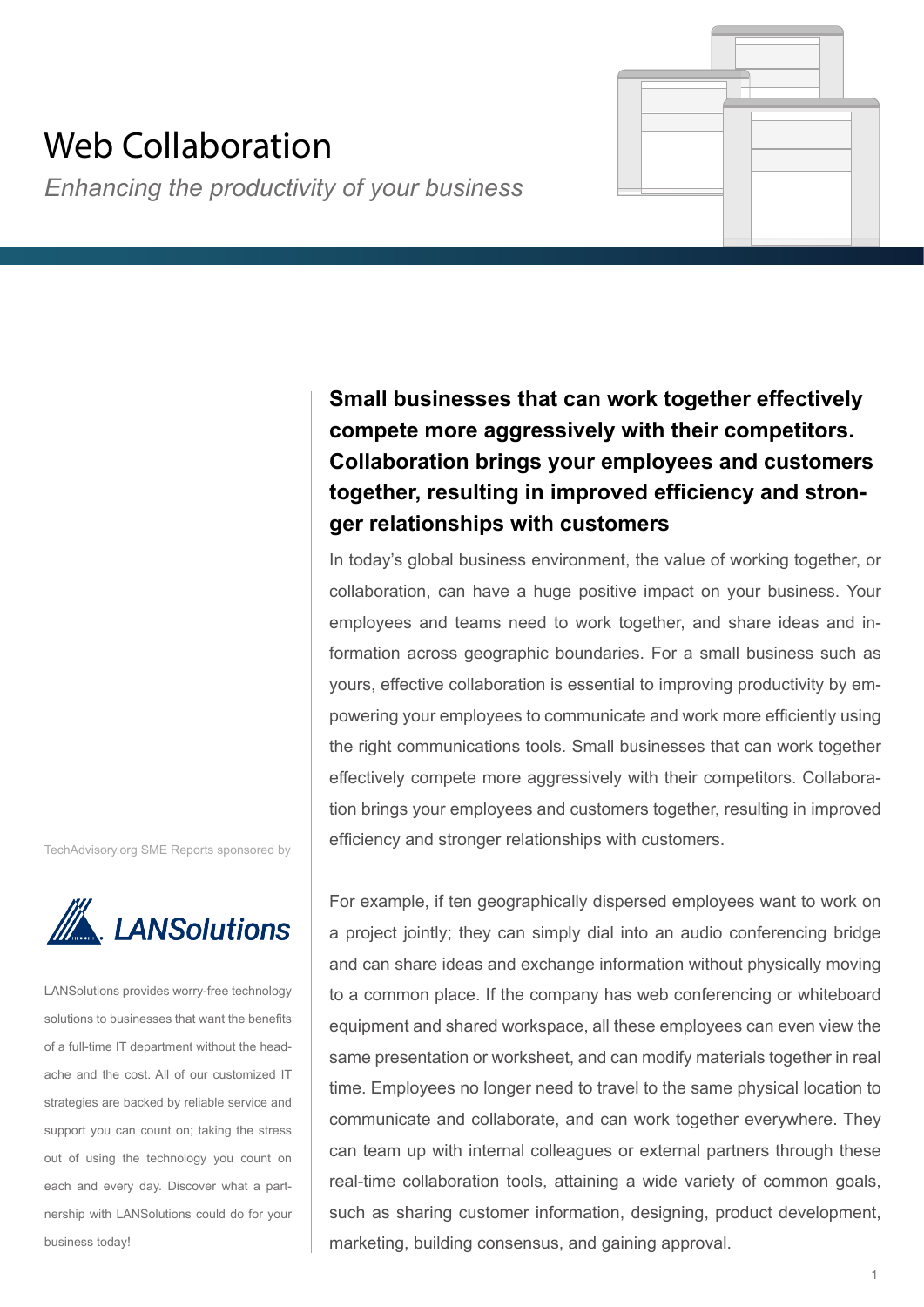# Web Collaboration

*Enhancing the productivity of your business*

TechAdvisory.org SME Reports sponsored by

LANSolutions

LANSolutions provides worry-free technology solutions to businesses that want the benefits of a full-time IT department without the headache and the cost. All of our customized IT strategies are backed by reliable service and support you can count on; taking the stress out of using the technology you count on each and every day. Discover what a partnership with LANSolutions could do for your business today!

**Small businesses that can work together effectively compete more aggressively with their competitors. Collaboration brings your employees and customers together, resulting in improved efficiency and stronger relationships with customers**

In today's global business environment, the value of working together, or collaboration, can have a huge positive impact on your business. Your employees and teams need to work together, and share ideas and information across geographic boundaries. For a small business such as yours, effective collaboration is essential to improving productivity by empowering your employees to communicate and work more efficiently using the right communications tools. Small businesses that can work together effectively compete more aggressively with their competitors. Collaboration brings your employees and customers together, resulting in improved efficiency and stronger relationships with customers.

For example, if ten geographically dispersed employees want to work on a project jointly; they can simply dial into an audio conferencing bridge and can share ideas and exchange information without physically moving to a common place. If the company has web conferencing or whiteboard equipment and shared workspace, all these employees can even view the same presentation or worksheet, and can modify materials together in real time. Employees no longer need to travel to the same physical location to communicate and collaborate, and can work together everywhere. They can team up with internal colleagues or external partners through these real-time collaboration tools, attaining a wide variety of common goals, such as sharing customer information, designing, product development, marketing, building consensus, and gaining approval.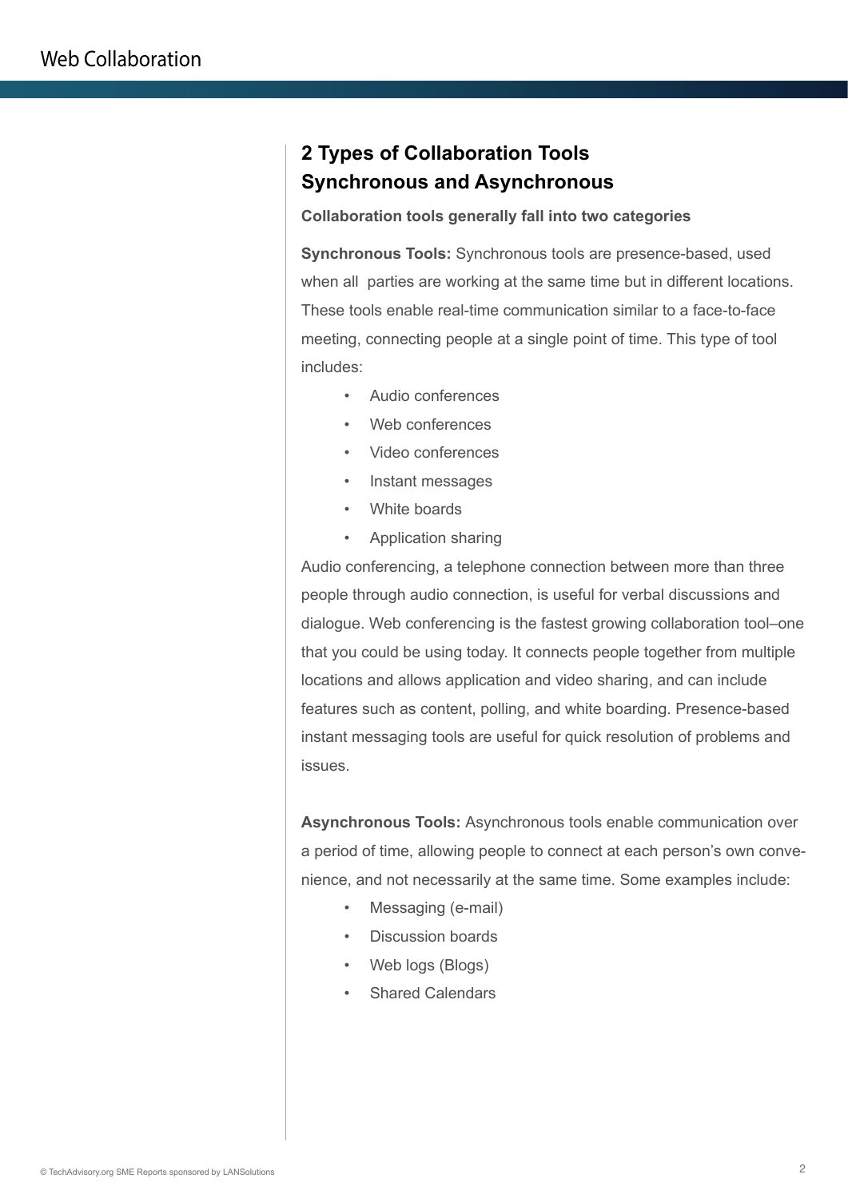## 2 Types of Collaboration Tools Synchronous and Asynchronous

**Collaboration tools generally fall into two categories**

**Synchronous Tools:** Synchronous tools are presence-based, used when all parties are working at the same time but in different locations. These tools enable real-time communication similar to a face-to-face meeting, connecting people at a single point of time. This type of tool includes:

- Audio conferences
- Web conferences
- Video conferences
- Instant messages
- White boards
- Application sharing

Audio conferencing, a telephone connection between more than three people through audio connection, is useful for verbal discussions and dialogue. Web conferencing is the fastest growing collaboration tool–one that you could be using today. It connects people together from multiple locations and allows application and video sharing, and can include features such as content, polling, and white boarding. Presence-based instant messaging tools are useful for quick resolution of problems and issues.

**Asynchronous Tools:** Asynchronous tools enable communication over a period of time, allowing people to connect at each person's own convenience, and not necessarily at the same time. Some examples include:

- Messaging (e-mail)
- Discussion boards
- Web logs (Blogs)
- Shared Calendars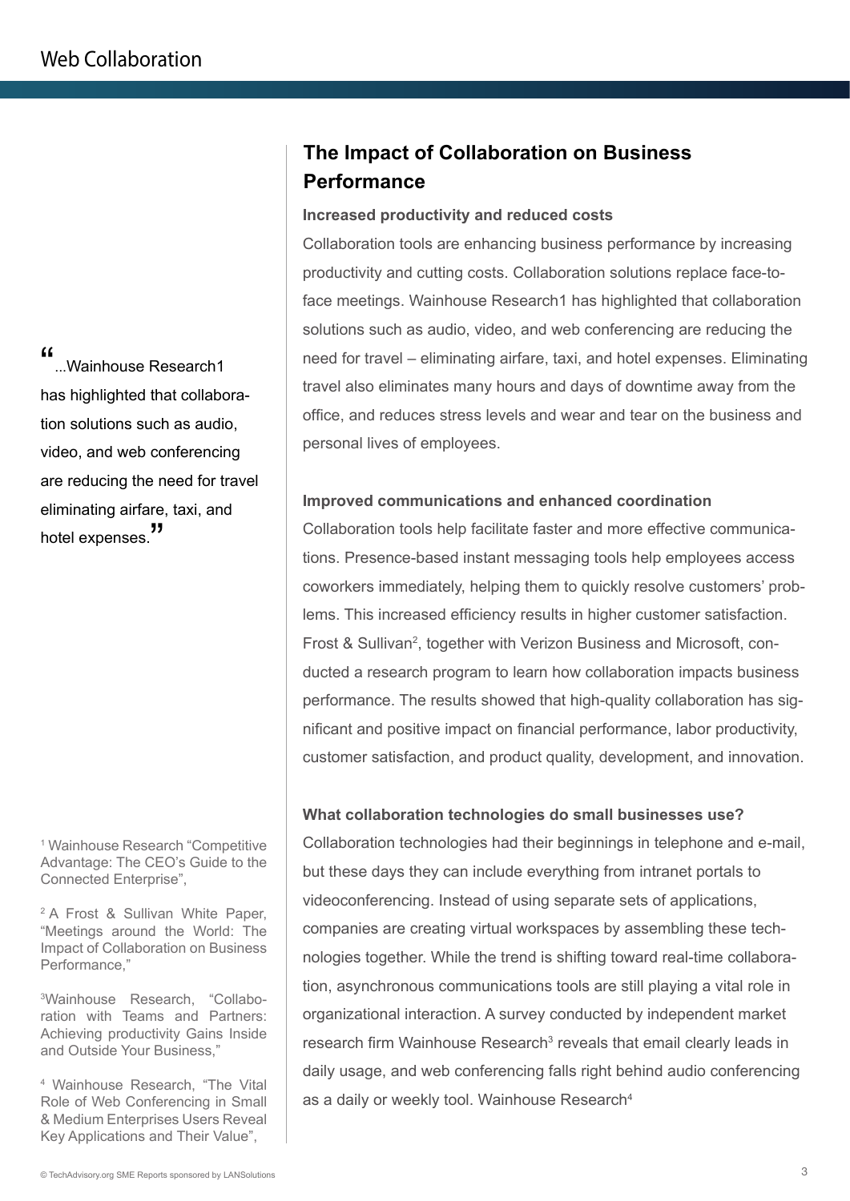## The Impact of Collaboration on Business Performance

**Increased productivity and reduced costs**

Collaboration tools are enhancing business performance by increasing productivity and cutting costs. Collaboration solutions replace face-to-face meetings. Wainhouse Research1 has highlighted that collaboration solutions such as audio, video, and web conferencing are reducing the need for travel – eliminating airfare, taxi, and hotel expenses. Eliminating travel also eliminates many hours and days of downtime away from the office, and reduces stress levels and wear and tear on the business and personal lives of employees.

> "...Wainhouse Research1 has highlighted that collaboration solutions such as audio, video, and web conferencing are reducing the need for travel eliminating airfare, taxi, and hotel expenses."

**Improved communications and enhanced coordination**

Collaboration tools help facilitate faster and more effective communications. Presence-based instant messaging tools help employees access coworkers immediately, helping them to quickly resolve customers' problems. This increased efficiency results in higher customer satisfaction. Frost & Sullivan[2], together with Verizon Business and Microsoft, conducted a research program to learn how collaboration impacts business performance. The results showed that high-quality collaboration has significant and positive impact on financial performance, labor productivity, customer satisfaction, and product quality, development, and innovation.

**What collaboration technologies do small businesses use?**

Collaboration technologies had their beginnings in telephone and e-mail, but these days they can include everything from intranet portals to videoconferencing. Instead of using separate sets of applications, companies are creating virtual workspaces by assembling these technologies together. While the trend is shifting toward real-time collaboration, asynchronous communications tools are still playing a vital role in organizational interaction. A survey conducted by independent market research firm Wainhouse Research[3] reveals that email clearly leads in daily usage, and web conferencing falls right behind audio conferencing as a daily or weekly tool. Wainhouse Research[4]

[1] Wainhouse Research "Competitive Advantage: The CEO's Guide to the Connected Enterprise",

[2] A Frost & Sullivan White Paper, "Meetings around the World: The Impact of Collaboration on Business Performance,"

[3] Wainhouse Research, "Collaboration with Teams and Partners: Achieving productivity Gains Inside and Outside Your Business,"

[4] Wainhouse Research, "The Vital Role of Web Conferencing in Small & Medium Enterprises Users Reveal Key Applications and Their Value",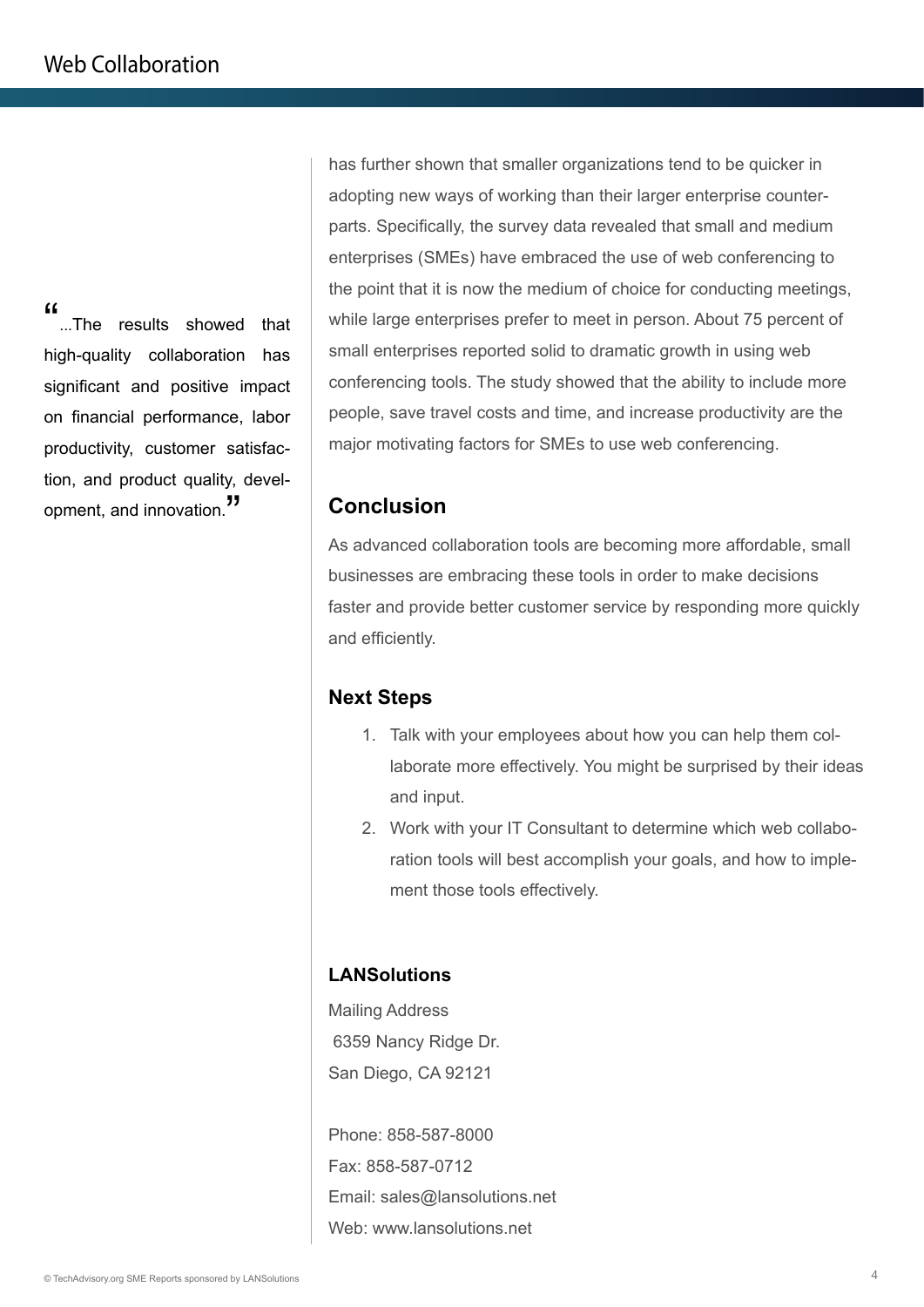> ...The results showed that high-quality collaboration has significant and positive impact on financial performance, labor productivity, customer satisfaction, and product quality, development, and innovation.

has further shown that smaller organizations tend to be quicker in adopting new ways of working than their larger enterprise counterparts. Specifically, the survey data revealed that small and medium enterprises (SMEs) have embraced the use of web conferencing to the point that it is now the medium of choice for conducting meetings, while large enterprises prefer to meet in person. About 75 percent of small enterprises reported solid to dramatic growth in using web conferencing tools. The study showed that the ability to include more people, save travel costs and time, and increase productivity are the major motivating factors for SMEs to use web conferencing.

## Conclusion

As advanced collaboration tools are becoming more affordable, small businesses are embracing these tools in order to make decisions faster and provide better customer service by responding more quickly and efficiently.

### Next Steps

1. Talk with your employees about how you can help them collaborate more effectively. You might be surprised by their ideas and input.
2. Work with your IT Consultant to determine which web collaboration tools will best accomplish your goals, and how to implement those tools effectively.

**LANSolutions**

Mailing Address
6359 Nancy Ridge Dr.
San Diego, CA 92121

Phone: 858-587-8000
Fax: 858-587-0712
Email: sales@lansolutions.net
Web: www.lansolutions.net